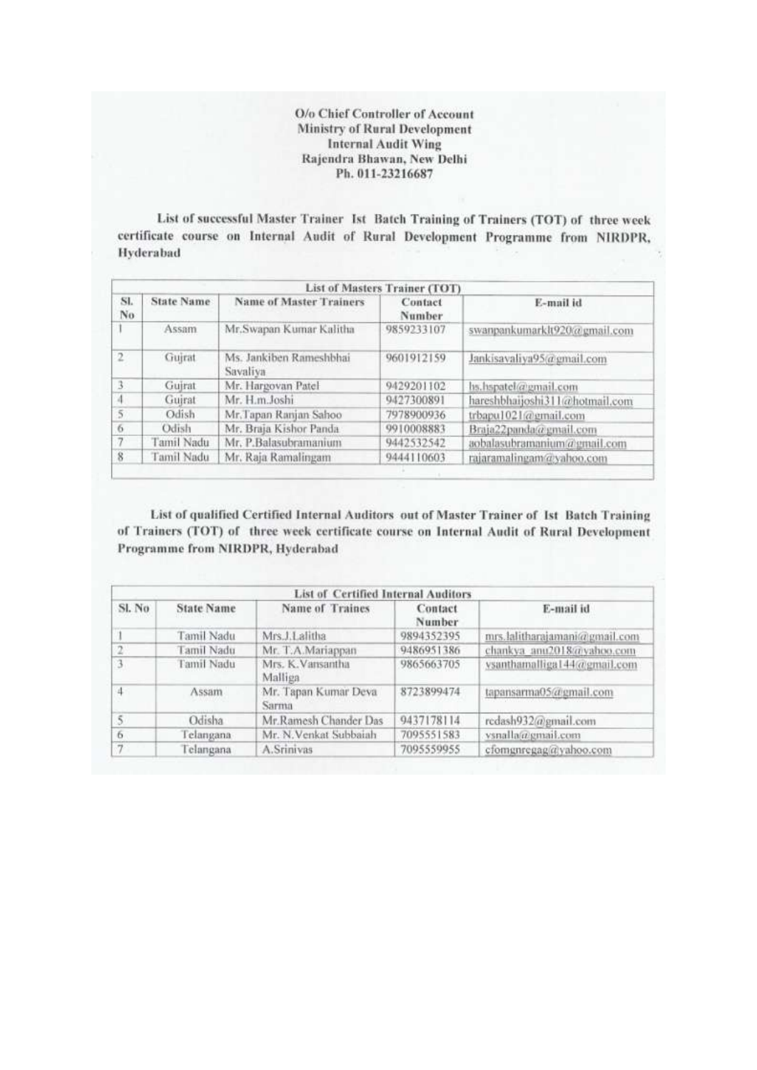**O/o Chief Controller of Account**
**Ministry of Rural Development**
**Internal Audit Wing**
**Rajendra Bhawan, New Delhi**
**Ph. 011-23216687**

**List of successful Master Trainer Ist Batch Training of Trainers (TOT) of three week certificate course on Internal Audit of Rural Development Programme from NIRDPR, Hyderabad**

| List of Masters Trainer (TOT) | | | | |
|---|---|---|---|---|
| **Sl. No** | **State Name** | **Name of Master Trainers** | **Contact Number** | **E-mail id** |
| 1 | Assam | Mr.Swapan Kumar Kalitha | 9859233107 | swanpankumarklt920@gmail.com |
| 2 | Gujrat | Ms. Jankiben Rameshbhai Savaliya | 9601912159 | Jankisavaliya95@gmail.com |
| 3 | Gujrat | Mr. Hargovan Patel | 9429201102 | hs.hspatel@gmail.com |
| 4 | Gujrat | Mr. H.m.Joshi | 9427300891 | hareshbhaijoshi311@hotmail.com |
| 5 | Odish | Mr.Tapan Ranjan Sahoo | 7978900936 | trbapu1021@gmail.com |
| 6 | Odish | Mr. Braja Kishor Panda | 9910008883 | Braja22panda@gmail.com |
| 7 | Tamil Nadu | Mr. P.Balasubramanium | 9442532542 | aobalasubramanium@gmail.com |
| 8 | Tamil Nadu | Mr. Raja Ramalingam | 9444110603 | rajaramalingam@yahoo.com |

**List of qualified Certified Internal Auditors out of Master Trainer of Ist Batch Training of Trainers (TOT) of three week certificate course on Internal Audit of Rural Development Programme from NIRDPR, Hyderabad**

| List of Certified Internal Auditors | | | | |
|---|---|---|---|---|
| **Sl. No** | **State Name** | **Name of Traines** | **Contact Number** | **E-mail id** |
| 1 | Tamil Nadu | Mrs.J.Lalitha | 9894352395 | mrs.lalitharajamani@gmail.com |
| 2 | Tamil Nadu | Mr. T.A.Mariappan | 9486951386 | chankya_anu2018@yahoo.com |
| 3 | Tamil Nadu | Mrs. K.Vansantha Malliga | 9865663705 | vsanthamalliga144@gmail.com |
| 4 | Assam | Mr. Tapan Kumar Deva Sarma | 8723899474 | tapansarma05@gmail.com |
| 5 | Odisha | Mr.Ramesh Chander Das | 9437178114 | rcdash932@gmail.com |
| 6 | Telangana | Mr. N.Venkat Subbaiah | 7095551583 | vsnalla@gmail.com |
| 7 | Telangana | A.Srinivas | 7095559955 | cfomgnregag@yahoo.com |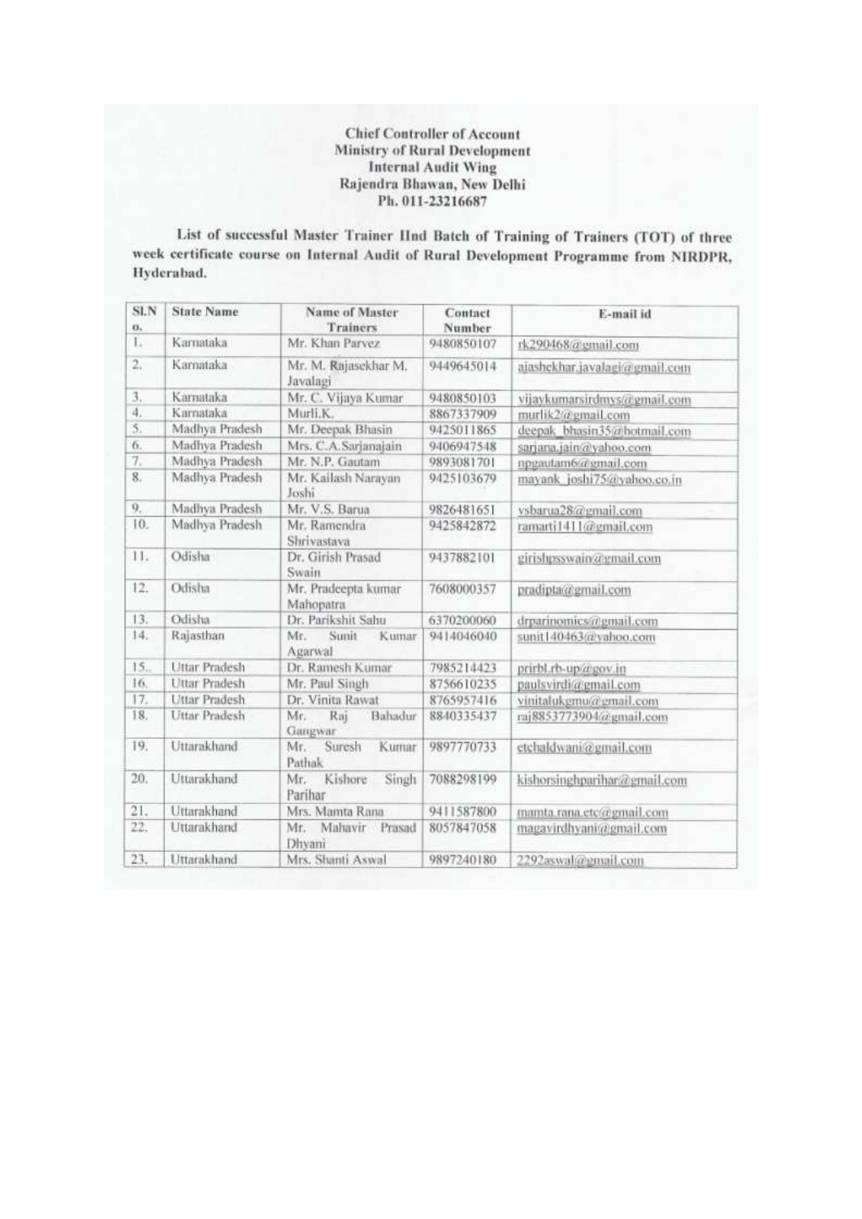**Chief Controller of Account**
**Ministry of Rural Development**
**Internal Audit Wing**
**Rajendra Bhawan, New Delhi**
**Ph. 011-23216687**

**List of successful Master Trainer IInd Batch of Training of Trainers (TOT) of three week certificate course on Internal Audit of Rural Development Programme from NIRDPR, Hyderabad.**

| Sl.No. | State Name | Name of Master Trainers | Contact Number | E-mail id |
|---|---|---|---|---|
| 1. | Karnataka | Mr. Khan Parvez | 9480850107 | rk290468@gmail.com |
| 2. | Karnataka | Mr. M. Rajasekhar M. Javalagi | 9449645014 | ajashekhar.javalagi@gmail.com |
| 3. | Karnataka | Mr. C. Vijaya Kumar | 9480850103 | vijaykumarsirdmys@gmail.com |
| 4. | Karnataka | Murli.K. | 8867337909 | murlik2@gmail.com |
| 5. | Madhya Pradesh | Mr. Deepak Bhasin | 9425011865 | deepak_bhasin35@hotmail.com |
| 6. | Madhya Pradesh | Mrs. C.A.Sarjanajain | 9406947548 | sarjana.jain@yahoo.com |
| 7. | Madhya Pradesh | Mr. N.P. Gautam | 9893081701 | npgautam6@gmail.com |
| 8. | Madhya Pradesh | Mr. Kailash Narayan Joshi | 9425103679 | mayank_joshi75@yahoo.co.in |
| 9. | Madhya Pradesh | Mr. V.S. Barua | 9826481651 | vsbarua28@gmail.com |
| 10. | Madhya Pradesh | Mr. Ramendra Shrivastava | 9425842872 | ramarti1411@gmail.com |
| 11. | Odisha | Dr. Girish Prasad Swain | 9437882101 | girishpsswain@gmail.com |
| 12. | Odisha | Mr. Pradeepta kumar Mahopatra | 7608000357 | pradipta@gmail.com |
| 13. | Odisha | Dr. Parikshit Sahu | 6370200060 | drparinomics@gmail.com |
| 14. | Rajasthan | Mr. Sunit Kumar Agarwal | 9414046040 | sunit140463@yahoo.com |
| 15.. | Uttar Pradesh | Dr. Ramesh Kumar | 7985214423 | prirbl.rb-up@gov.in |
| 16. | Uttar Pradesh | Mr. Paul Singh | 8756610235 | paulsvirdi@gmail.com |
| 17. | Uttar Pradesh | Dr. Vinita Rawat | 8765957416 | vinitalukgmu@gmail.com |
| 18. | Uttar Pradesh | Mr. Raj Bahadur Gangwar | 8840335437 | raj8853773904@gmail.com |
| 19. | Uttarakhand | Mr. Suresh Kumar Pathak | 9897770733 | etchaldwani@gmail.com |
| 20. | Uttarakhand | Mr. Kishore Singh Parihar | 7088298199 | kishorsinghparihar@gmail.com |
| 21. | Uttarakhand | Mrs. Mamta Rana | 9411587800 | mamta.rana.etc@gmail.com |
| 22. | Uttarakhand | Mr. Mahavir Prasad Dhyani | 8057847058 | magavirdhyani@gmail.com |
| 23. | Uttarakhand | Mrs. Shanti Aswal | 9897240180 | 2292aswal@gmail.com |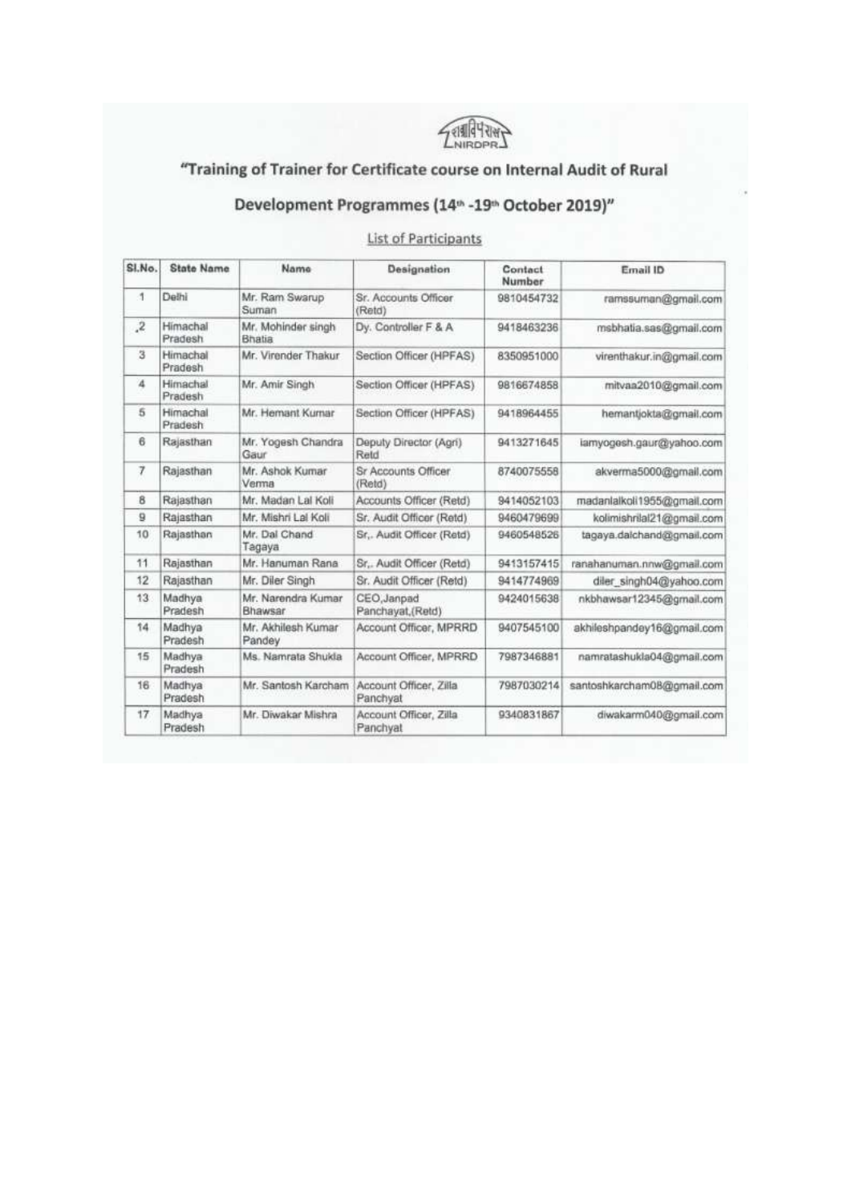NIRDPR

# "Training of Trainer for Certificate course on Internal Audit of Rural Development Programmes (14th -19th October 2019)"

## List of Participants

| Sl.No. | State Name | Name | Designation | Contact Number | Email ID |
|---|---|---|---|---|---|
| 1 | Delhi | Mr. Ram Swarup Suman | Sr. Accounts Officer (Retd) | 9810454732 | ramssuman@gmail.com |
| .2 | Himachal Pradesh | Mr. Mohinder singh Bhatia | Dy. Controller F & A | 9418463236 | msbhatia.sas@gmail.com |
| 3 | Himachal Pradesh | Mr. Virender Thakur | Section Officer (HPFAS) | 8350951000 | virenthakur.in@gmail.com |
| 4 | Himachal Pradesh | Mr. Amir Singh | Section Officer (HPFAS) | 9816674858 | mitvaa2010@gmail.com |
| 5 | Himachal Pradesh | Mr. Hemant Kumar | Section Officer (HPFAS) | 9418964455 | hemantjokta@gmail.com |
| 6 | Rajasthan | Mr. Yogesh Chandra Gaur | Deputy Director (Agri) Retd | 9413271645 | iamyogesh.gaur@yahoo.com |
| 7 | Rajasthan | Mr. Ashok Kumar Verma | Sr Accounts Officer (Retd) | 8740075558 | akverma5000@gmail.com |
| 8 | Rajasthan | Mr. Madan Lal Koli | Accounts Officer (Retd) | 9414052103 | madanlalkoli1955@gmail.com |
| 9 | Rajasthan | Mr. Mishri Lal Koli | Sr. Audit Officer (Retd) | 9460479699 | kolimishrilal21@gmail.com |
| 10 | Rajasthan | Mr. Dal Chand Tagaya | Sr,. Audit Officer (Retd) | 9460548526 | tagaya.dalchand@gmail.com |
| 11 | Rajasthan | Mr. Hanuman Rana | Sr,. Audit Officer (Retd) | 9413157415 | ranahanuman.nnw@gmail.com |
| 12 | Rajasthan | Mr. Diler Singh | Sr. Audit Officer (Retd) | 9414774969 | diler_singh04@yahoo.com |
| 13 | Madhya Pradesh | Mr. Narendra Kumar Bhawsar | CEO,Janpad Panchayat,(Retd) | 9424015638 | nkbhawsar12345@gmail.com |
| 14 | Madhya Pradesh | Mr. Akhilesh Kumar Pandey | Account Officer, MPRRD | 9407545100 | akhileshpandey16@gmail.com |
| 15 | Madhya Pradesh | Ms. Namrata Shukla | Account Officer, MPRRD | 7987346881 | namratashukla04@gmail.com |
| 16 | Madhya Pradesh | Mr. Santosh Karcham | Account Officer, Zilla Panchyat | 7987030214 | santoshkarcham08@gmail.com |
| 17 | Madhya Pradesh | Mr. Diwakar Mishra | Account Officer, Zilla Panchyat | 9340831867 | diwakarm040@gmail.com |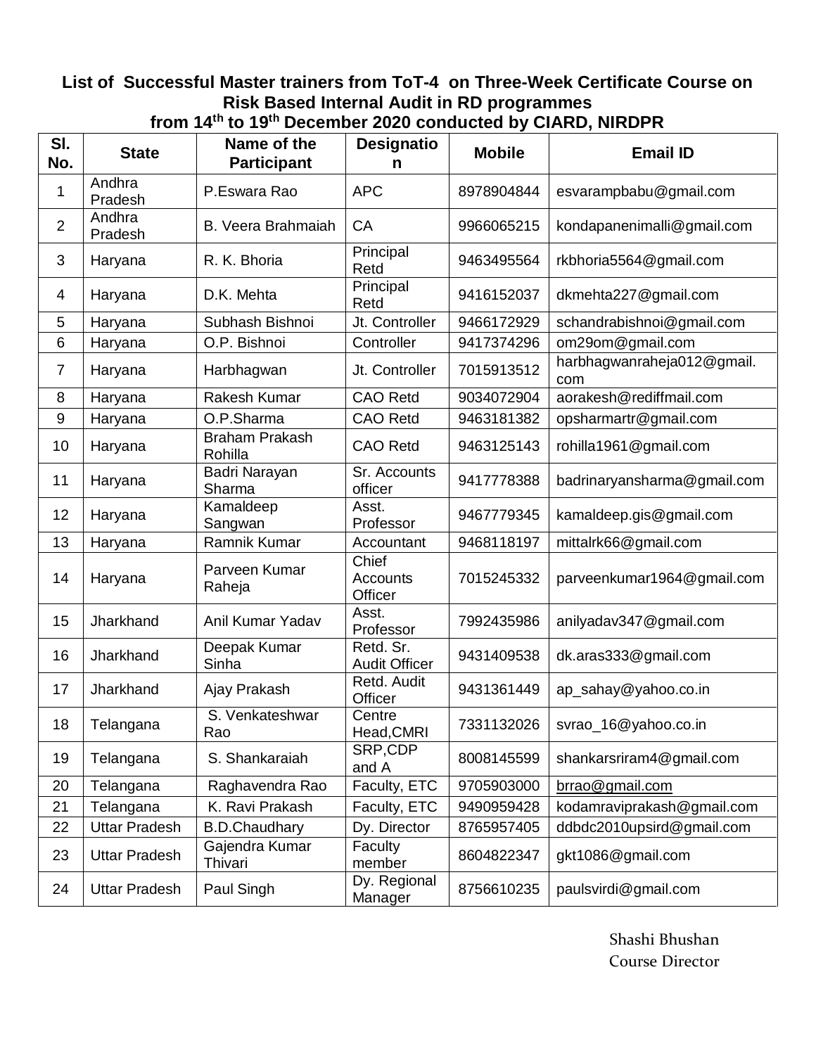# List of Successful Master trainers from ToT-4 on Three-Week Certificate Course on Risk Based Internal Audit in RD programmes from 14th to 19th December 2020 conducted by CIARD, NIRDPR

| Sl. No. | State | Name of the Participant | Designation | Mobile | Email ID |
|---|---|---|---|---|---|
| 1 | Andhra Pradesh | P.Eswara Rao | APC | 8978904844 | esvarampbabu@gmail.com |
| 2 | Andhra Pradesh | B. Veera Brahmaiah | CA | 9966065215 | kondapanenimalli@gmail.com |
| 3 | Haryana | R. K. Bhoria | Principal Retd | 9463495564 | rkbhoria5564@gmail.com |
| 4 | Haryana | D.K. Mehta | Principal Retd | 9416152037 | dkmehta227@gmail.com |
| 5 | Haryana | Subhash Bishnoi | Jt. Controller | 9466172929 | schandrabishnoi@gmail.com |
| 6 | Haryana | O.P. Bishnoi | Controller | 9417374296 | om29om@gmail.com |
| 7 | Haryana | Harbhagwan | Jt. Controller | 7015913512 | harbhagwanraheja012@gmail.com |
| 8 | Haryana | Rakesh Kumar | CAO Retd | 9034072904 | aorakesh@rediffmail.com |
| 9 | Haryana | O.P.Sharma | CAO Retd | 9463181382 | opsharmartr@gmail.com |
| 10 | Haryana | Braham Prakash Rohilla | CAO Retd | 9463125143 | rohilla1961@gmail.com |
| 11 | Haryana | Badri Narayan Sharma | Sr. Accounts officer | 9417778388 | badrinaryansharma@gmail.com |
| 12 | Haryana | Kamaldeep Sangwan | Asst. Professor | 9467779345 | kamaldeep.gis@gmail.com |
| 13 | Haryana | Ramnik Kumar | Accountant | 9468118197 | mittalrk66@gmail.com |
| 14 | Haryana | Parveen Kumar Raheja | Chief Accounts Officer | 7015245332 | parveenkumar1964@gmail.com |
| 15 | Jharkhand | Anil Kumar Yadav | Asst. Professor | 7992435986 | anilyadav347@gmail.com |
| 16 | Jharkhand | Deepak Kumar Sinha | Retd. Sr. Audit Officer | 9431409538 | dk.aras333@gmail.com |
| 17 | Jharkhand | Ajay Prakash | Retd. Audit Officer | 9431361449 | ap_sahay@yahoo.co.in |
| 18 | Telangana | S. Venkateshwar Rao | Centre Head,CMRI | 7331132026 | svrao_16@yahoo.co.in |
| 19 | Telangana | S. Shankaraiah | SRP,CDP and A | 8008145599 | shankarsriram4@gmail.com |
| 20 | Telangana | Raghavendra Rao | Faculty, ETC | 9705903000 | brrao@gmail.com |
| 21 | Telangana | K. Ravi Prakash | Faculty, ETC | 9490959428 | kodamraviprakash@gmail.com |
| 22 | Uttar Pradesh | B.D.Chaudhary | Dy. Director | 8765957405 | ddbdc2010upsird@gmail.com |
| 23 | Uttar Pradesh | Gajendra Kumar Thivari | Faculty member | 8604822347 | gkt1086@gmail.com |
| 24 | Uttar Pradesh | Paul Singh | Dy. Regional Manager | 8756610235 | paulsvirdi@gmail.com |

Shashi Bhushan
Course Director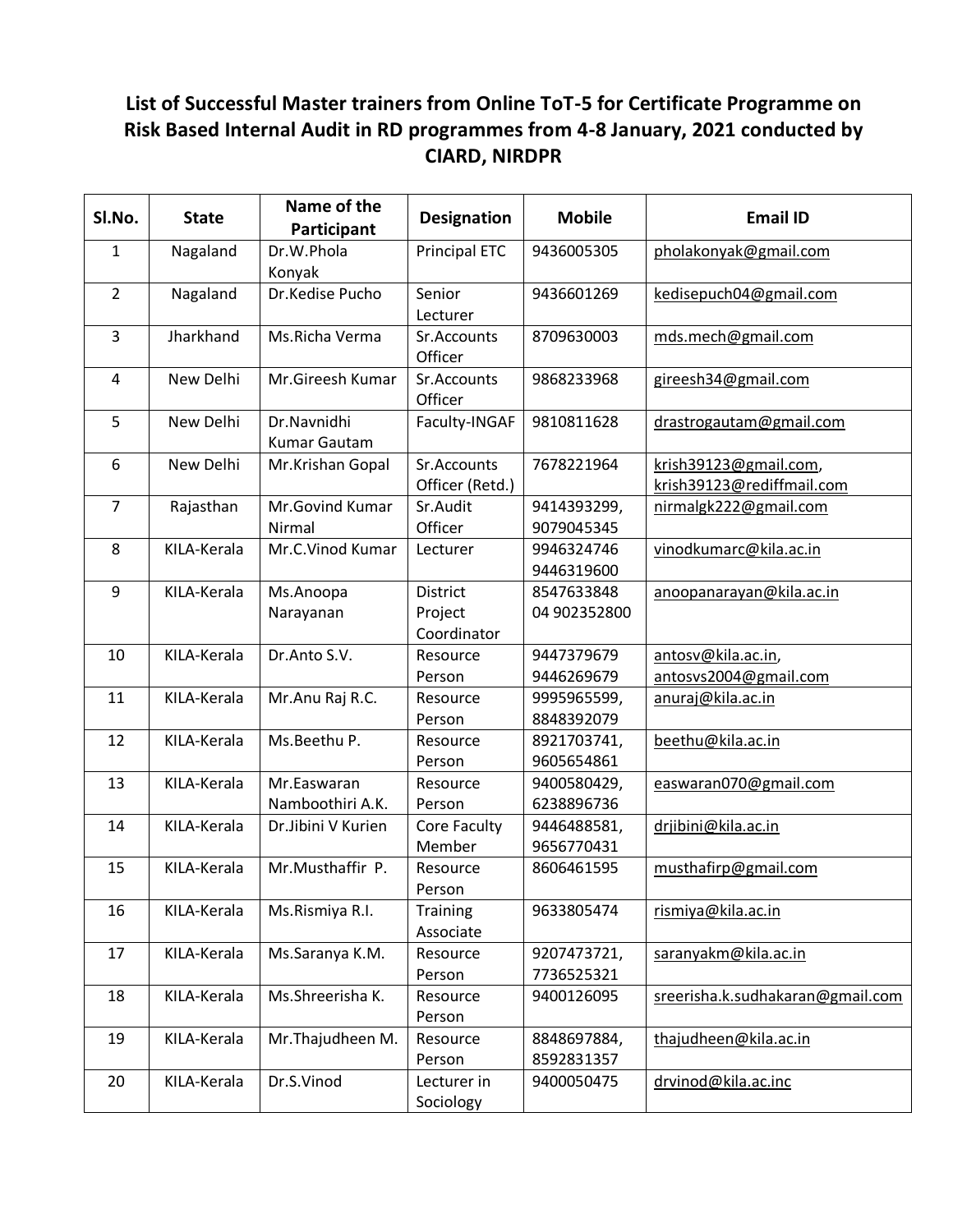# List of Successful Master trainers from Online ToT-5 for Certificate Programme on Risk Based Internal Audit in RD programmes from 4-8 January, 2021 conducted by CIARD, NIRDPR

| Sl.No. | State | Name of the Participant | Designation | Mobile | Email ID |
|---|---|---|---|---|---|
| 1 | Nagaland | Dr.W.Phola Konyak | Principal ETC | 9436005305 | pholakonyak@gmail.com |
| 2 | Nagaland | Dr.Kedise Pucho | Senior Lecturer | 9436601269 | kedisepuch04@gmail.com |
| 3 | Jharkhand | Ms.Richa Verma | Sr.Accounts Officer | 8709630003 | mds.mech@gmail.com |
| 4 | New Delhi | Mr.Gireesh Kumar | Sr.Accounts Officer | 9868233968 | gireesh34@gmail.com |
| 5 | New Delhi | Dr.Navnidhi Kumar Gautam | Faculty-INGAF | 9810811628 | drastrogautam@gmail.com |
| 6 | New Delhi | Mr.Krishan Gopal | Sr.Accounts Officer (Retd.) | 7678221964 | krish39123@gmail.com, krish39123@rediffmail.com |
| 7 | Rajasthan | Mr.Govind Kumar Nirmal | Sr.Audit Officer | 9414393299, 9079045345 | nirmalgk222@gmail.com |
| 8 | KILA-Kerala | Mr.C.Vinod Kumar | Lecturer | 9946324746 9446319600 | vinodkumarc@kila.ac.in |
| 9 | KILA-Kerala | Ms.Anoopa Narayanan | District Project Coordinator | 8547633848 04 902352800 | anoopanarayan@kila.ac.in |
| 10 | KILA-Kerala | Dr.Anto S.V. | Resource Person | 9447379679 9446269679 | antosv@kila.ac.in, antosvs2004@gmail.com |
| 11 | KILA-Kerala | Mr.Anu Raj R.C. | Resource Person | 9995965599, 8848392079 | anuraj@kila.ac.in |
| 12 | KILA-Kerala | Ms.Beethu P. | Resource Person | 8921703741, 9605654861 | beethu@kila.ac.in |
| 13 | KILA-Kerala | Mr.Easwaran Namboothiri A.K. | Resource Person | 9400580429, 6238896736 | easwaran070@gmail.com |
| 14 | KILA-Kerala | Dr.Jibini V Kurien | Core Faculty Member | 9446488581, 9656770431 | drjibini@kila.ac.in |
| 15 | KILA-Kerala | Mr.Musthaffir P. | Resource Person | 8606461595 | musthafirp@gmail.com |
| 16 | KILA-Kerala | Ms.Rismiya R.I. | Training Associate | 9633805474 | rismiya@kila.ac.in |
| 17 | KILA-Kerala | Ms.Saranya K.M. | Resource Person | 9207473721, 7736525321 | saranyakm@kila.ac.in |
| 18 | KILA-Kerala | Ms.Shreerisha K. | Resource Person | 9400126095 | sreerisha.k.sudhakaran@gmail.com |
| 19 | KILA-Kerala | Mr.Thajudheen M. | Resource Person | 8848697884, 8592831357 | thajudheen@kila.ac.in |
| 20 | KILA-Kerala | Dr.S.Vinod | Lecturer in Sociology | 9400050475 | drvinod@kila.ac.inc |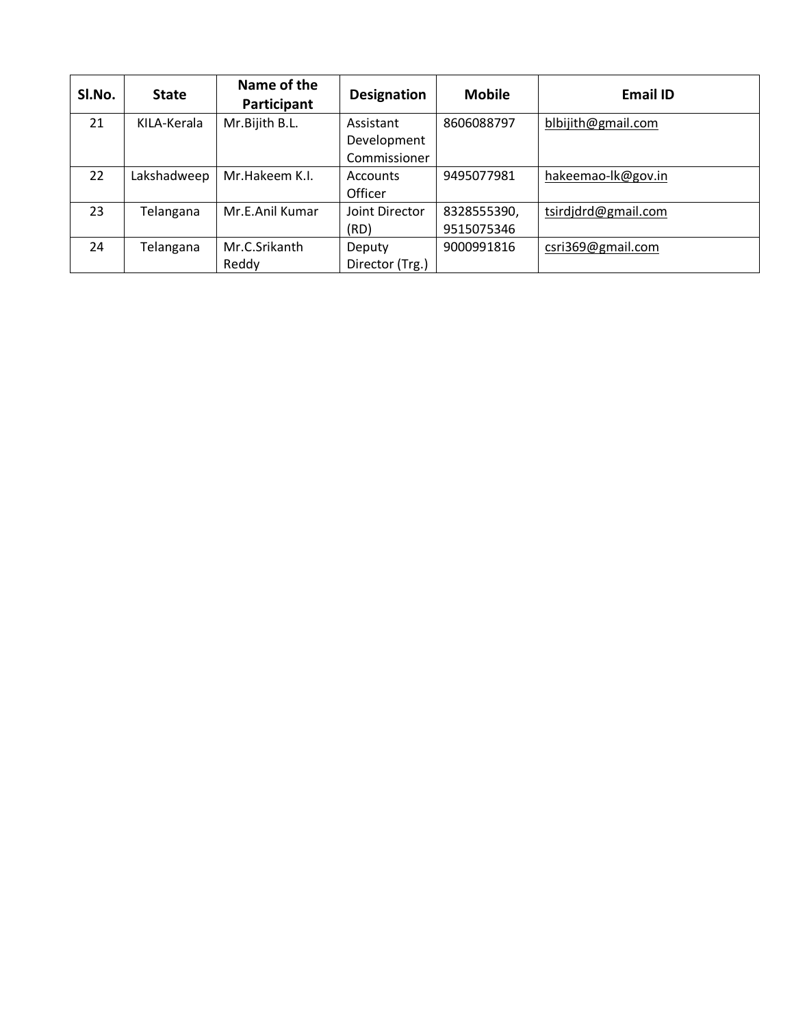| Sl.No. | State | Name of the Participant | Designation | Mobile | Email ID |
|---|---|---|---|---|---|
| 21 | KILA-Kerala | Mr.Bijith B.L. | Assistant Development Commissioner | 8606088797 | blbijith@gmail.com |
| 22 | Lakshadweep | Mr.Hakeem K.I. | Accounts Officer | 9495077981 | hakeemao-lk@gov.in |
| 23 | Telangana | Mr.E.Anil Kumar | Joint Director (RD) | 8328555390, 9515075346 | tsirdjdrd@gmail.com |
| 24 | Telangana | Mr.C.Srikanth Reddy | Deputy Director (Trg.) | 9000991816 | csri369@gmail.com |